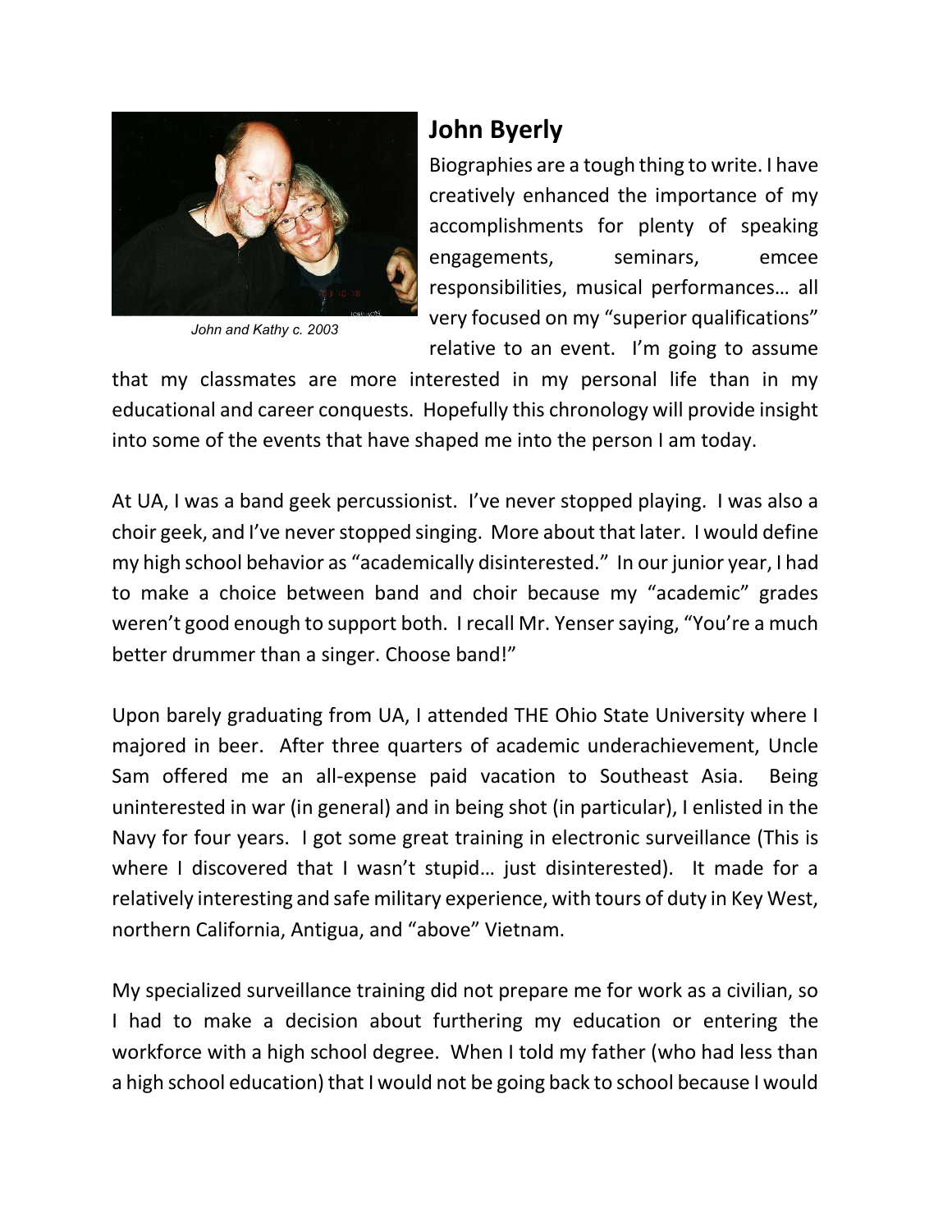## John Byerly

John and Kathy c. 2003

Biographies are a tough thing to write. I have creatively enhanced the importance of my accomplishments for plenty of speaking engagements, seminars, emcee responsibilities, musical performances… all very focused on my "superior qualifications" relative to an event. I'm going to assume that my classmates are more interested in my personal life than in my educational and career conquests. Hopefully this chronology will provide insight into some of the events that have shaped me into the person I am today.

At UA, I was a band geek percussionist. I've never stopped playing. I was also a choir geek, and I've never stopped singing. More about that later. I would define my high school behavior as "academically disinterested." In our junior year, I had to make a choice between band and choir because my "academic" grades weren't good enough to support both. I recall Mr. Yenser saying, "You're a much better drummer than a singer. Choose band!"

Upon barely graduating from UA, I attended THE Ohio State University where I majored in beer. After three quarters of academic underachievement, Uncle Sam offered me an all-expense paid vacation to Southeast Asia. Being uninterested in war (in general) and in being shot (in particular), I enlisted in the Navy for four years. I got some great training in electronic surveillance (This is where I discovered that I wasn't stupid… just disinterested). It made for a relatively interesting and safe military experience, with tours of duty in Key West, northern California, Antigua, and "above" Vietnam.

My specialized surveillance training did not prepare me for work as a civilian, so I had to make a decision about furthering my education or entering the workforce with a high school degree. When I told my father (who had less than a high school education) that I would not be going back to school because I would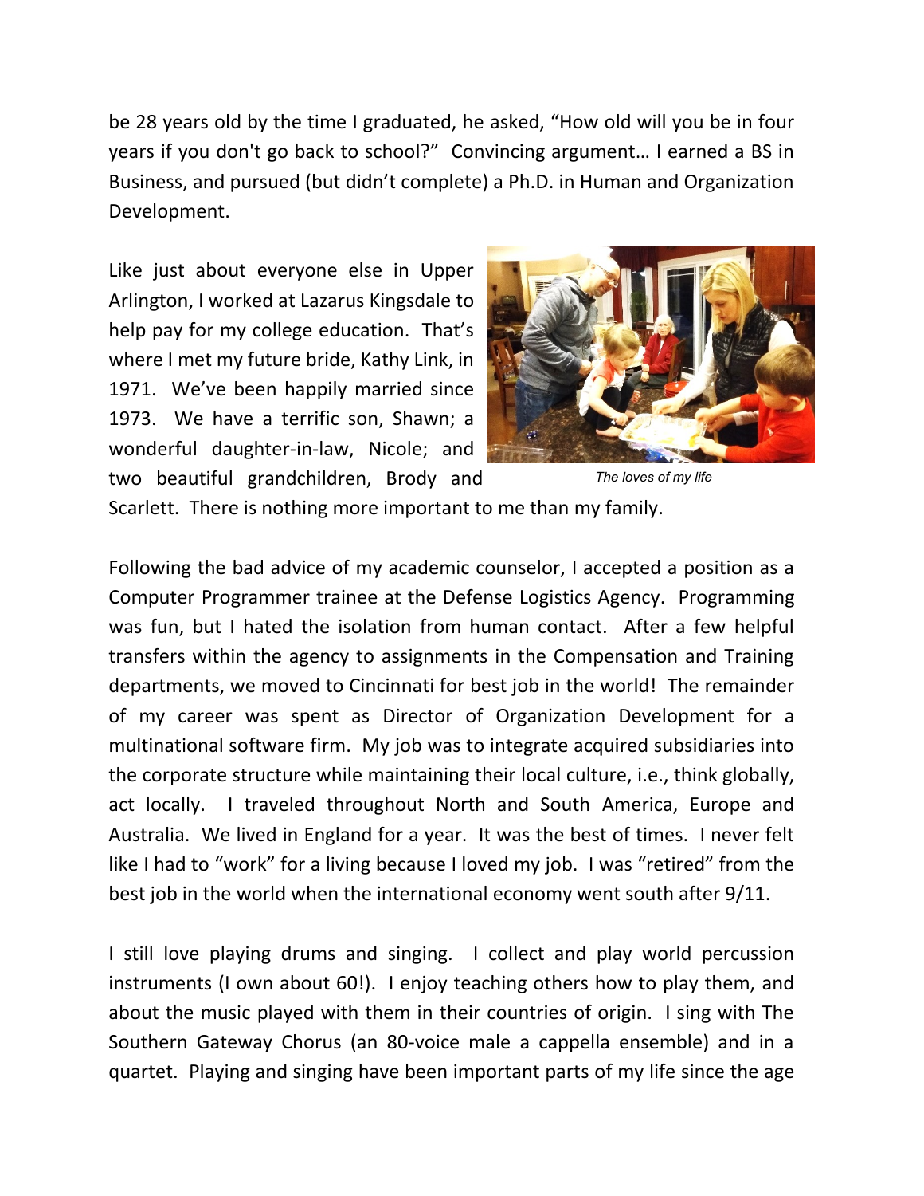be 28 years old by the time I graduated, he asked, "How old will you be in four years if you don't go back to school?" Convincing argument… I earned a BS in Business, and pursued (but didn't complete) a Ph.D. in Human and Organization Development.

Like just about everyone else in Upper Arlington, I worked at Lazarus Kingsdale to help pay for my college education. That's where I met my future bride, Kathy Link, in 1971. We've been happily married since 1973. We have a terrific son, Shawn; a wonderful daughter-in-law, Nicole; and two beautiful grandchildren, Brody and Scarlett. There is nothing more important to me than my family.

*The loves of my life*

Following the bad advice of my academic counselor, I accepted a position as a Computer Programmer trainee at the Defense Logistics Agency. Programming was fun, but I hated the isolation from human contact. After a few helpful transfers within the agency to assignments in the Compensation and Training departments, we moved to Cincinnati for best job in the world! The remainder of my career was spent as Director of Organization Development for a multinational software firm. My job was to integrate acquired subsidiaries into the corporate structure while maintaining their local culture, i.e., think globally, act locally. I traveled throughout North and South America, Europe and Australia. We lived in England for a year. It was the best of times. I never felt like I had to "work" for a living because I loved my job. I was "retired" from the best job in the world when the international economy went south after 9/11.

I still love playing drums and singing. I collect and play world percussion instruments (I own about 60!). I enjoy teaching others how to play them, and about the music played with them in their countries of origin. I sing with The Southern Gateway Chorus (an 80-voice male a cappella ensemble) and in a quartet. Playing and singing have been important parts of my life since the age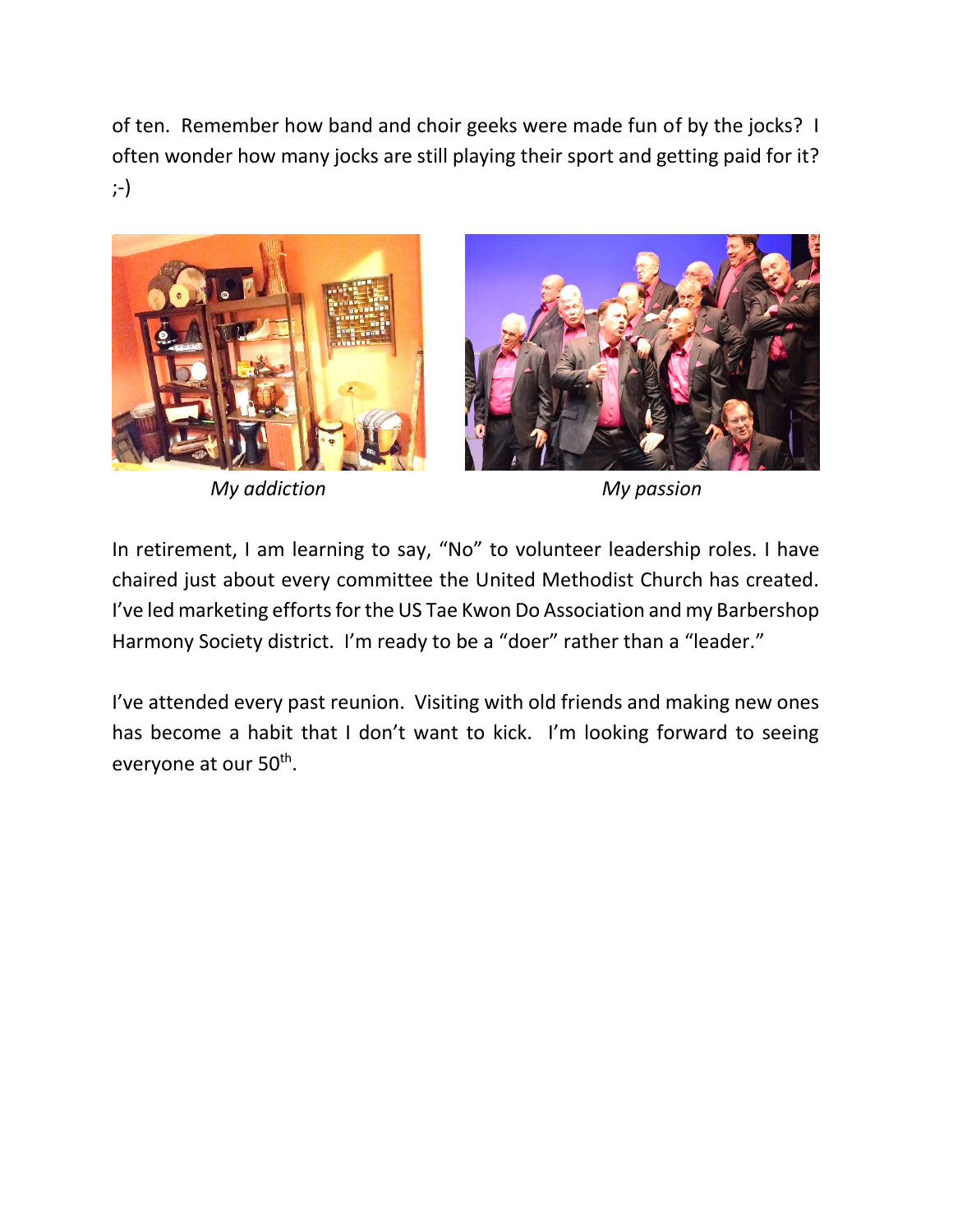of ten. Remember how band and choir geeks were made fun of by the jocks? I often wonder how many jocks are still playing their sport and getting paid for it? ;-)

*My addiction*

*My passion*

In retirement, I am learning to say, "No" to volunteer leadership roles. I have chaired just about every committee the United Methodist Church has created. I've led marketing efforts for the US Tae Kwon Do Association and my Barbershop Harmony Society district. I'm ready to be a "doer" rather than a "leader."

I've attended every past reunion. Visiting with old friends and making new ones has become a habit that I don't want to kick. I'm looking forward to seeing everyone at our 50th.